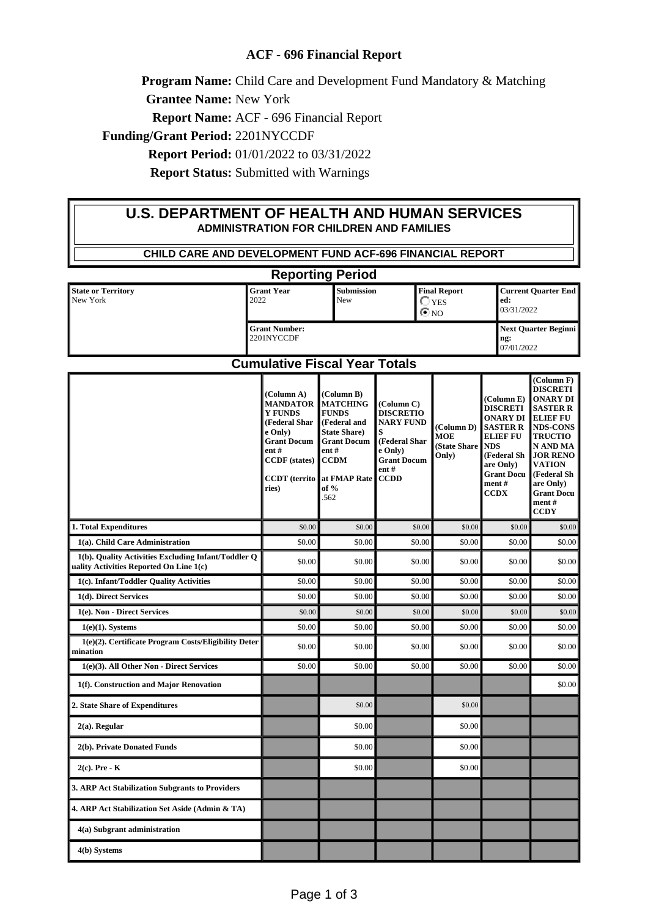# ACF - 696 Financial Report

**Program Name:** Child Care and Development Fund Mandatory & Matching

**Grantee Name:** New York

**Report Name:** ACF - 696 Financial Report

**Funding/Grant Period:** 2201NYCCDF

**Report Period:** 01/01/2022 to 03/31/2022

**Report Status:** Submitted with Warnings

## U.S. DEPARTMENT OF HEALTH AND HUMAN SERVICES

### ADMINISTRATION FOR CHILDREN AND FAMILIES

### CHILD CARE AND DEVELOPMENT FUND ACF-696 FINANCIAL REPORT

## Reporting Period

| State or Territory | Grant Year | Submission | Final Report | Current Quarter Ended: |
|---|---|---|---|---|
| New York | 2022 | New | ◯ YES ⦿ NO | 03/31/2022 |
| | Grant Number: 2201NYCCDF | | | Next Quarter Beginning: 07/01/2022 |

## Cumulative Fiscal Year Totals

| | (Column A) MANDATORY FUNDS (Federal Share Only) Grant Document # CCDF (states) CCDT (territories) | (Column B) MATCHING FUNDS (Federal and State Share) Grant Document # CCDM at FMAP Rate of % .562 | (Column C) DISCRETIONARY FUNDS (Federal Share Only) Grant Document # CCDD | (Column D) MOE (State Share Only) | (Column E) DISCRETIONARY DISASTER RELIEF FUNDS (Federal Share Only) Grant Document # CCDX | (Column F) DISCRETIONARY DISASTER RELIEF FUNDS-CONSTRUCTION AND MAJOR RENOVATION (Federal Share Only) Grant Document # CCDY |
|---|---|---|---|---|---|---|
| **1. Total Expenditures** | $0.00 | $0.00 | $0.00 | $0.00 | $0.00 | $0.00 |
| **1(a). Child Care Administration** | $0.00 | $0.00 | $0.00 | $0.00 | $0.00 | $0.00 |
| **1(b). Quality Activities Excluding Infant/Toddler Quality Activities Reported On Line 1(c)** | $0.00 | $0.00 | $0.00 | $0.00 | $0.00 | $0.00 |
| **1(c). Infant/Toddler Quality Activities** | $0.00 | $0.00 | $0.00 | $0.00 | $0.00 | $0.00 |
| **1(d). Direct Services** | $0.00 | $0.00 | $0.00 | $0.00 | $0.00 | $0.00 |
| **1(e). Non - Direct Services** | $0.00 | $0.00 | $0.00 | $0.00 | $0.00 | $0.00 |
| **1(e)(1). Systems** | $0.00 | $0.00 | $0.00 | $0.00 | $0.00 | $0.00 |
| **1(e)(2). Certificate Program Costs/Eligibility Determination** | $0.00 | $0.00 | $0.00 | $0.00 | $0.00 | $0.00 |
| **1(e)(3). All Other Non - Direct Services** | $0.00 | $0.00 | $0.00 | $0.00 | $0.00 | $0.00 |
| **1(f). Construction and Major Renovation** | | | | | | $0.00 |
| **2. State Share of Expenditures** | | $0.00 | | $0.00 | | |
| **2(a). Regular** | | $0.00 | | $0.00 | | |
| **2(b). Private Donated Funds** | | $0.00 | | $0.00 | | |
| **2(c). Pre - K** | | $0.00 | | $0.00 | | |
| **3. ARP Act Stabilization Subgrants to Providers** | | | | | | |
| **4. ARP Act Stabilization Set Aside (Admin & TA)** | | | | | | |
| **4(a) Subgrant administration** | | | | | | |
| **4(b) Systems** | | | | | | |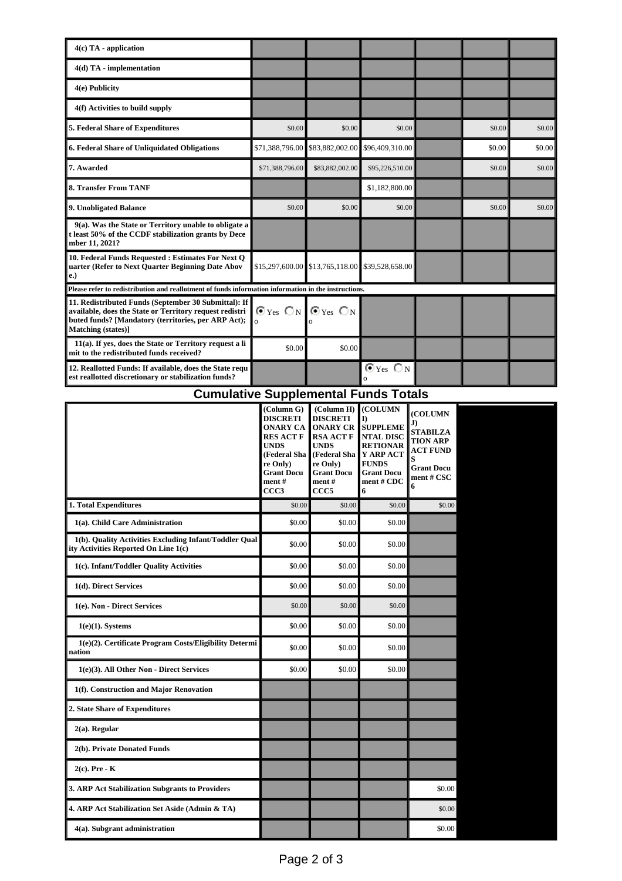| | | | | | | |
|---|---|---|---|---|---|---|
| **4(c) TA - application** | | | | | | |
| **4(d) TA - implementation** | | | | | | |
| **4(e) Publicity** | | | | | | |
| **4(f) Activities to build supply** | | | | | | |
| **5. Federal Share of Expenditures** | $0.00 | $0.00 | $0.00 | | $0.00 | $0.00 |
| **6. Federal Share of Unliquidated Obligations** | $71,388,796.00 | $83,882,002.00 | $96,409,310.00 | | $0.00 | $0.00 |
| **7. Awarded** | $71,388,796.00 | $83,882,002.00 | $95,226,510.00 | | $0.00 | $0.00 |
| **8. Transfer From TANF** | | | $1,182,800.00 | | | |
| **9. Unobligated Balance** | $0.00 | $0.00 | $0.00 | | $0.00 | $0.00 |
| **9(a). Was the State or Territory unable to obligate at least 50% of the CCDF stabilization grants by December 11, 2021?** | | | | | | |
| **10. Federal Funds Requested : Estimates For Next Quarter (Refer to Next Quarter Beginning Date Above.)** | $15,297,600.00 | $13,765,118.00 | $39,528,658.00 | | | |
| **Please refer to redistribution and reallotment of funds information information in the instructions.** | | | | | | |
| **11. Redistributed Funds (September 30 Submittal): If available, does the State or Territory request redistributed funds? [Mandatory (territories, per ARP Act); Matching (states)]** | ◉ Yes ○ No | ◉ Yes ○ No | | | | |
| **11(a). If yes, does the State or Territory request a limit to the redistributed funds received?** | $0.00 | $0.00 | | | | |
| **12. Reallotted Funds: If available, does the State request reallotted discretionary or stabilization funds?** | | | ◉ Yes ○ No | | | |

## Cumulative Supplemental Funds Totals

| | (Column G) DISCRETIONARY CARES ACT FUNDS (Federal Share Only) Grant Document # CCC3 | (Column H) DISCRETIONARY CRRSA ACT FUNDS (Federal Share Only) Grant Document # CCC5 | (COLUMN I) SUPPLEMENTAL DISCRETIONARY ARP ACT FUNDS Grant Document # CDC6 | (COLUMN J) STABILZATION ARP ACT FUNDS Grant Document # CSC6 |
|---|---|---|---|---|
| **1. Total Expenditures** | $0.00 | $0.00 | $0.00 | $0.00 |
| **1(a). Child Care Administration** | $0.00 | $0.00 | $0.00 | |
| **1(b). Quality Activities Excluding Infant/Toddler Quality Activities Reported On Line 1(c)** | $0.00 | $0.00 | $0.00 | |
| **1(c). Infant/Toddler Quality Activities** | $0.00 | $0.00 | $0.00 | |
| **1(d). Direct Services** | $0.00 | $0.00 | $0.00 | |
| **1(e). Non - Direct Services** | $0.00 | $0.00 | $0.00 | |
| **1(e)(1). Systems** | $0.00 | $0.00 | $0.00 | |
| **1(e)(2). Certificate Program Costs/Eligibility Determination** | $0.00 | $0.00 | $0.00 | |
| **1(e)(3). All Other Non - Direct Services** | $0.00 | $0.00 | $0.00 | |
| **1(f). Construction and Major Renovation** | | | | |
| **2. State Share of Expenditures** | | | | |
| **2(a). Regular** | | | | |
| **2(b). Private Donated Funds** | | | | |
| **2(c). Pre - K** | | | | |
| **3. ARP Act Stabilization Subgrants to Providers** | | | | $0.00 |
| **4. ARP Act Stabilization Set Aside (Admin & TA)** | | | | $0.00 |
| **4(a). Subgrant administration** | | | | $0.00 |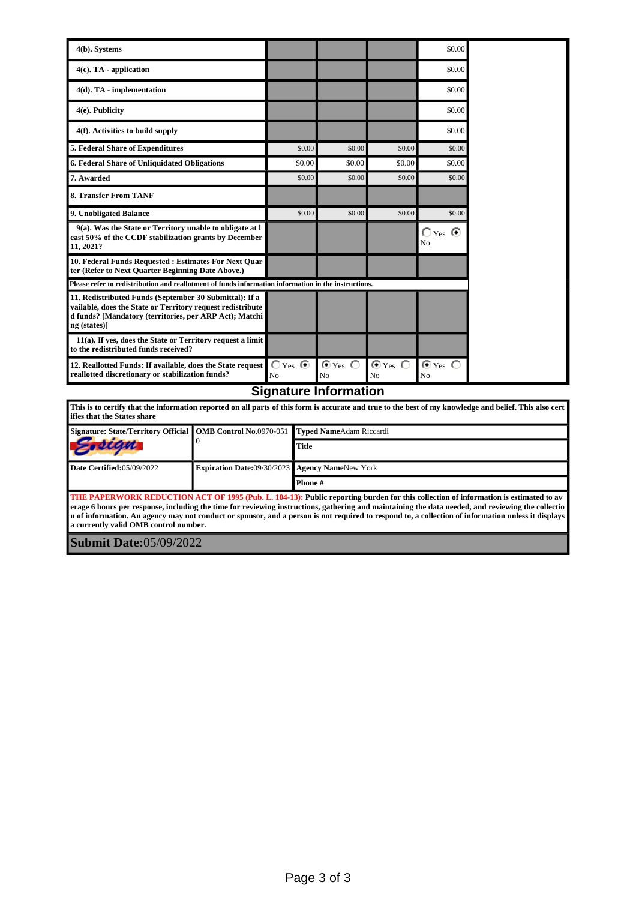| | | | | | |
|---|---|---|---|---|---|
| 4(b). Systems | | | | $0.00 | |
| 4(c). TA - application | | | | $0.00 | |
| 4(d). TA - implementation | | | | $0.00 | |
| 4(e). Publicity | | | | $0.00 | |
| 4(f). Activities to build supply | | | | $0.00 | |
| 5. Federal Share of Expenditures | $0.00 | $0.00 | $0.00 | $0.00 | |
| 6. Federal Share of Unliquidated Obligations | $0.00 | $0.00 | $0.00 | $0.00 | |
| 7. Awarded | $0.00 | $0.00 | $0.00 | $0.00 | |
| 8. Transfer From TANF | | | | | |
| 9. Unobligated Balance | $0.00 | $0.00 | $0.00 | $0.00 | |
| 9(a). Was the State or Territory unable to obligate at least 50% of the CCDF stabilization grants by December 11, 2021? | | | | ○ Yes ◉ No | |
| 10. Federal Funds Requested : Estimates For Next Quarter (Refer to Next Quarter Beginning Date Above.) | | | | | |
| Please refer to redistribution and reallotment of funds information information in the instructions. | | | | | |
| 11. Redistributed Funds (September 30 Submittal): If available, does the State or Territory request redistributed funds? [Mandatory (territories, per ARP Act); Matching (states)] | | | | | |
| 11(a). If yes, does the State or Territory request a limit to the redistributed funds received? | | | | | |
| 12. Reallotted Funds: If available, does the State request reallotted discretionary or stabilization funds? | ○ Yes ◉ No | ◉ Yes ○ No | ◉ Yes ○ No | ◉ Yes ○ No | |

## Signature Information

This is to certify that the information reported on all parts of this form is accurate and true to the best of my knowledge and belief. This also certifies that the States share

| | | |
|---|---|---|
| **Signature: State/Territory Official** Esign | **OMB Control No.**0970-0510 | **Typed Name**Adam Riccardi |
| | | **Title** |
| **Date Certified:**05/09/2022 | **Expiration Date:**09/30/2023 | **Agency Name**New York |
| | | **Phone #** |

**THE PAPERWORK REDUCTION ACT OF 1995 (Pub. L. 104-13): Public reporting burden for this collection of information is estimated to average 6 hours per response, including the time for reviewing instructions, gathering and maintaining the data needed, and reviewing the collection of information. An agency may not conduct or sponsor, and a person is not required to respond to, a collection of information unless it displays a currently valid OMB control number.**

**Submit Date:**05/09/2022